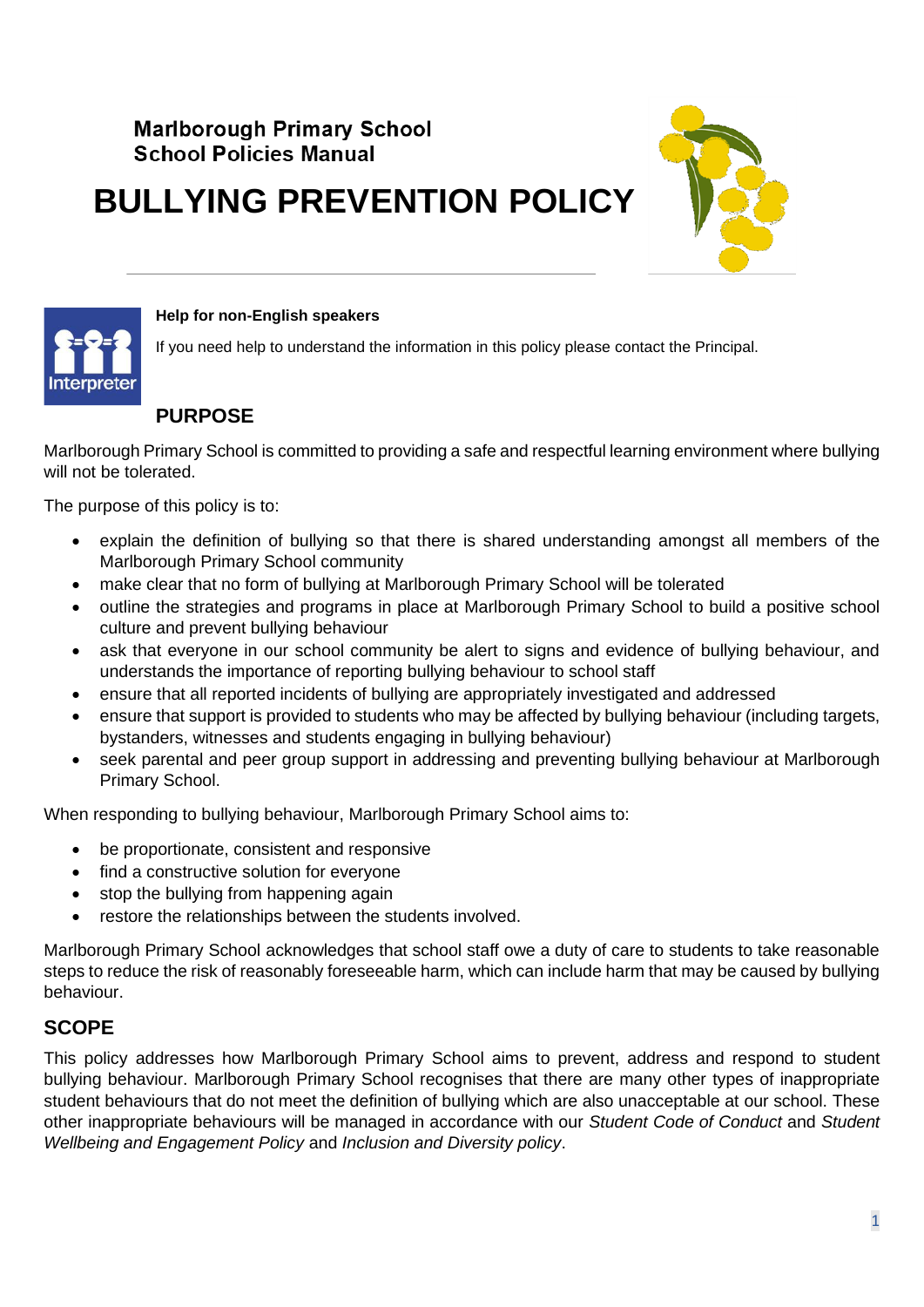**Marlborough Primary School**
**School Policies Manual**

# BULLYING PREVENTION POLICY

**Help for non-English speakers**

If you need help to understand the information in this policy please contact the Principal.

## PURPOSE

Marlborough Primary School is committed to providing a safe and respectful learning environment where bullying will not be tolerated.

The purpose of this policy is to:

- explain the definition of bullying so that there is shared understanding amongst all members of the Marlborough Primary School community
- make clear that no form of bullying at Marlborough Primary School will be tolerated
- outline the strategies and programs in place at Marlborough Primary School to build a positive school culture and prevent bullying behaviour
- ask that everyone in our school community be alert to signs and evidence of bullying behaviour, and understands the importance of reporting bullying behaviour to school staff
- ensure that all reported incidents of bullying are appropriately investigated and addressed
- ensure that support is provided to students who may be affected by bullying behaviour (including targets, bystanders, witnesses and students engaging in bullying behaviour)
- seek parental and peer group support in addressing and preventing bullying behaviour at Marlborough Primary School.

When responding to bullying behaviour, Marlborough Primary School aims to:

- be proportionate, consistent and responsive
- find a constructive solution for everyone
- stop the bullying from happening again
- restore the relationships between the students involved.

Marlborough Primary School acknowledges that school staff owe a duty of care to students to take reasonable steps to reduce the risk of reasonably foreseeable harm, which can include harm that may be caused by bullying behaviour.

## SCOPE

This policy addresses how Marlborough Primary School aims to prevent, address and respond to student bullying behaviour. Marlborough Primary School recognises that there are many other types of inappropriate student behaviours that do not meet the definition of bullying which are also unacceptable at our school. These other inappropriate behaviours will be managed in accordance with our *Student Code of Conduct* and *Student Wellbeing and Engagement Policy* and *Inclusion and Diversity policy*.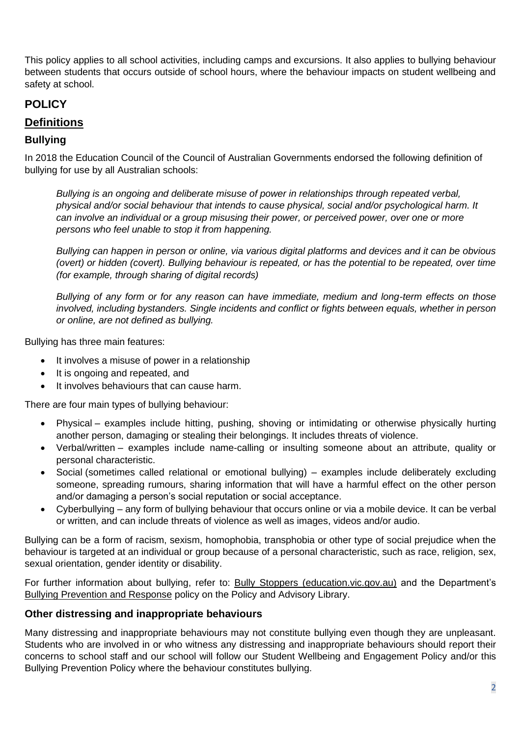This policy applies to all school activities, including camps and excursions. It also applies to bullying behaviour between students that occurs outside of school hours, where the behaviour impacts on student wellbeing and safety at school.

# POLICY

## Definitions

### Bullying

In 2018 the Education Council of the Council of Australian Governments endorsed the following definition of bullying for use by all Australian schools:

> *Bullying is an ongoing and deliberate misuse of power in relationships through repeated verbal, physical and/or social behaviour that intends to cause physical, social and/or psychological harm. It can involve an individual or a group misusing their power, or perceived power, over one or more persons who feel unable to stop it from happening.*
>
> *Bullying can happen in person or online, via various digital platforms and devices and it can be obvious (overt) or hidden (covert). Bullying behaviour is repeated, or has the potential to be repeated, over time (for example, through sharing of digital records)*
>
> *Bullying of any form or for any reason can have immediate, medium and long-term effects on those involved, including bystanders. Single incidents and conflict or fights between equals, whether in person or online, are not defined as bullying.*

Bullying has three main features:

- It involves a misuse of power in a relationship
- It is ongoing and repeated, and
- It involves behaviours that can cause harm.

There are four main types of bullying behaviour:

- Physical – examples include hitting, pushing, shoving or intimidating or otherwise physically hurting another person, damaging or stealing their belongings. It includes threats of violence.
- Verbal/written – examples include name-calling or insulting someone about an attribute, quality or personal characteristic.
- Social (sometimes called relational or emotional bullying) – examples include deliberately excluding someone, spreading rumours, sharing information that will have a harmful effect on the other person and/or damaging a person's social reputation or social acceptance.
- Cyberbullying – any form of bullying behaviour that occurs online or via a mobile device. It can be verbal or written, and can include threats of violence as well as images, videos and/or audio.

Bullying can be a form of racism, sexism, homophobia, transphobia or other type of social prejudice when the behaviour is targeted at an individual or group because of a personal characteristic, such as race, religion, sex, sexual orientation, gender identity or disability.

For further information about bullying, refer to: Bully Stoppers (education.vic.gov.au) and the Department's Bullying Prevention and Response policy on the Policy and Advisory Library.

### Other distressing and inappropriate behaviours

Many distressing and inappropriate behaviours may not constitute bullying even though they are unpleasant. Students who are involved in or who witness any distressing and inappropriate behaviours should report their concerns to school staff and our school will follow our Student Wellbeing and Engagement Policy and/or this Bullying Prevention Policy where the behaviour constitutes bullying.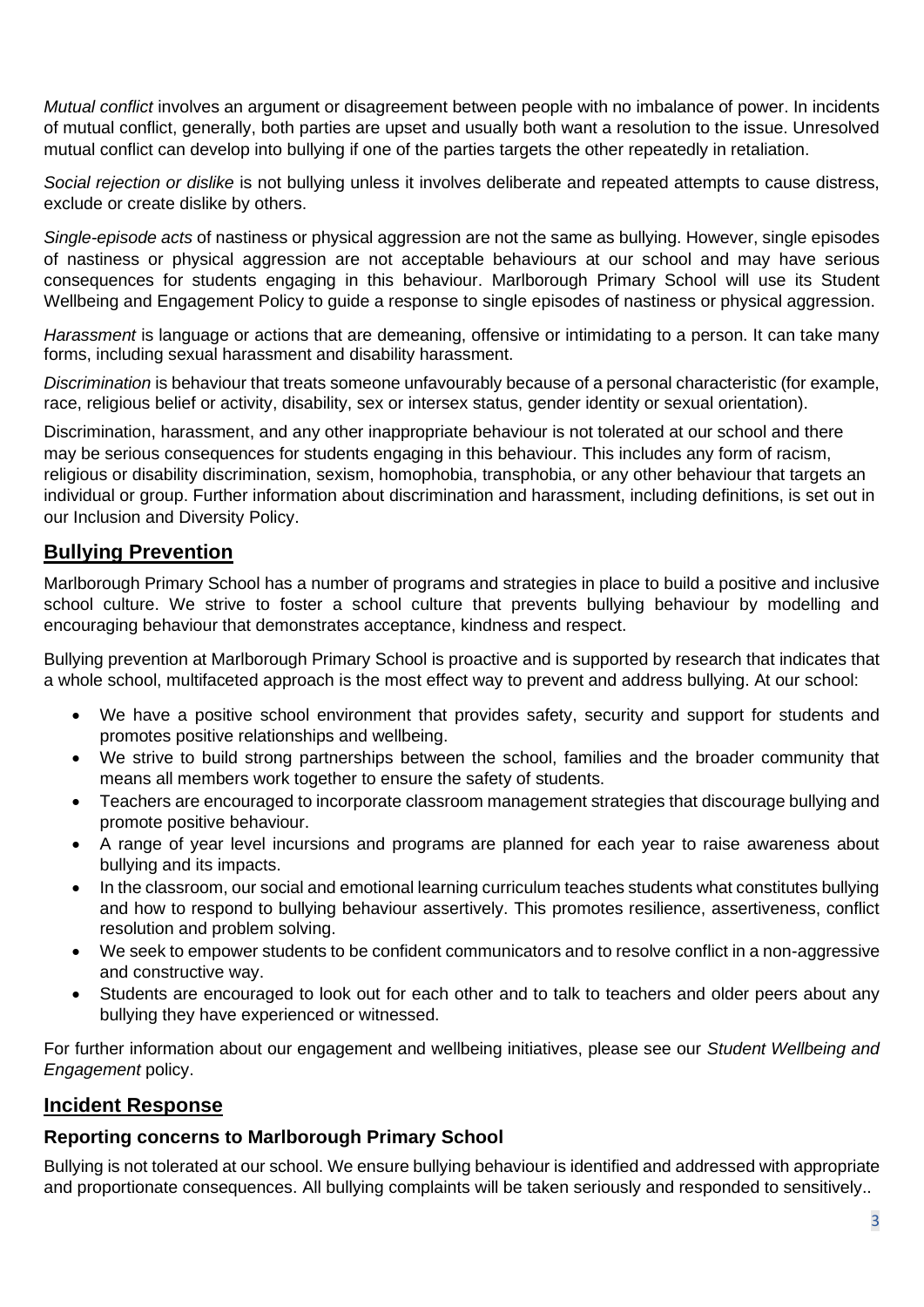*Mutual conflict* involves an argument or disagreement between people with no imbalance of power. In incidents of mutual conflict, generally, both parties are upset and usually both want a resolution to the issue. Unresolved mutual conflict can develop into bullying if one of the parties targets the other repeatedly in retaliation.

*Social rejection or dislike* is not bullying unless it involves deliberate and repeated attempts to cause distress, exclude or create dislike by others.

*Single-episode acts* of nastiness or physical aggression are not the same as bullying. However, single episodes of nastiness or physical aggression are not acceptable behaviours at our school and may have serious consequences for students engaging in this behaviour. Marlborough Primary School will use its Student Wellbeing and Engagement Policy to guide a response to single episodes of nastiness or physical aggression.

*Harassment* is language or actions that are demeaning, offensive or intimidating to a person. It can take many forms, including sexual harassment and disability harassment.

*Discrimination* is behaviour that treats someone unfavourably because of a personal characteristic (for example, race, religious belief or activity, disability, sex or intersex status, gender identity or sexual orientation).

Discrimination, harassment, and any other inappropriate behaviour is not tolerated at our school and there may be serious consequences for students engaging in this behaviour. This includes any form of racism, religious or disability discrimination, sexism, homophobia, transphobia, or any other behaviour that targets an individual or group. Further information about discrimination and harassment, including definitions, is set out in our Inclusion and Diversity Policy.

## Bullying Prevention

Marlborough Primary School has a number of programs and strategies in place to build a positive and inclusive school culture. We strive to foster a school culture that prevents bullying behaviour by modelling and encouraging behaviour that demonstrates acceptance, kindness and respect.

Bullying prevention at Marlborough Primary School is proactive and is supported by research that indicates that a whole school, multifaceted approach is the most effect way to prevent and address bullying. At our school:

- We have a positive school environment that provides safety, security and support for students and promotes positive relationships and wellbeing.
- We strive to build strong partnerships between the school, families and the broader community that means all members work together to ensure the safety of students.
- Teachers are encouraged to incorporate classroom management strategies that discourage bullying and promote positive behaviour.
- A range of year level incursions and programs are planned for each year to raise awareness about bullying and its impacts.
- In the classroom, our social and emotional learning curriculum teaches students what constitutes bullying and how to respond to bullying behaviour assertively. This promotes resilience, assertiveness, conflict resolution and problem solving.
- We seek to empower students to be confident communicators and to resolve conflict in a non-aggressive and constructive way.
- Students are encouraged to look out for each other and to talk to teachers and older peers about any bullying they have experienced or witnessed.

For further information about our engagement and wellbeing initiatives, please see our *Student Wellbeing and Engagement* policy.

## Incident Response

### Reporting concerns to Marlborough Primary School

Bullying is not tolerated at our school. We ensure bullying behaviour is identified and addressed with appropriate and proportionate consequences. All bullying complaints will be taken seriously and responded to sensitively..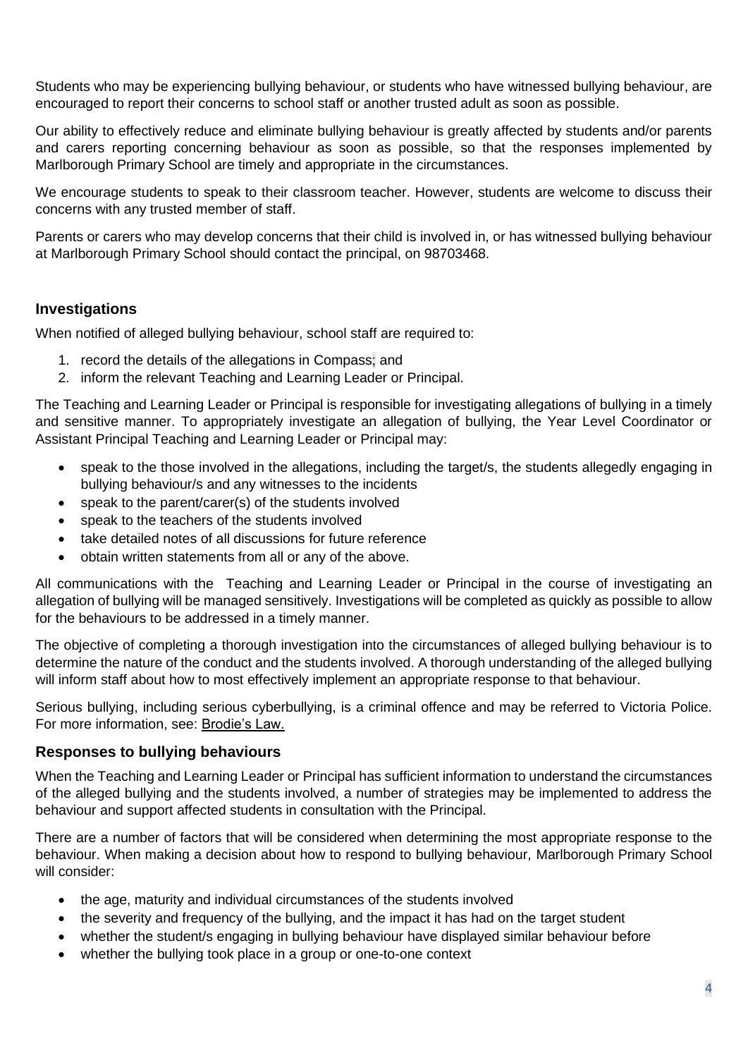Students who may be experiencing bullying behaviour, or students who have witnessed bullying behaviour, are encouraged to report their concerns to school staff or another trusted adult as soon as possible.

Our ability to effectively reduce and eliminate bullying behaviour is greatly affected by students and/or parents and carers reporting concerning behaviour as soon as possible, so that the responses implemented by Marlborough Primary School are timely and appropriate in the circumstances.

We encourage students to speak to their classroom teacher. However, students are welcome to discuss their concerns with any trusted member of staff.

Parents or carers who may develop concerns that their child is involved in, or has witnessed bullying behaviour at Marlborough Primary School should contact the principal, on 98703468.

## Investigations

When notified of alleged bullying behaviour, school staff are required to:

1. record the details of the allegations in Compass; and
2. inform the relevant Teaching and Learning Leader or Principal.

The Teaching and Learning Leader or Principal is responsible for investigating allegations of bullying in a timely and sensitive manner. To appropriately investigate an allegation of bullying, the Year Level Coordinator or Assistant Principal Teaching and Learning Leader or Principal may:

- speak to the those involved in the allegations, including the target/s, the students allegedly engaging in bullying behaviour/s and any witnesses to the incidents
- speak to the parent/carer(s) of the students involved
- speak to the teachers of the students involved
- take detailed notes of all discussions for future reference
- obtain written statements from all or any of the above.

All communications with the Teaching and Learning Leader or Principal in the course of investigating an allegation of bullying will be managed sensitively. Investigations will be completed as quickly as possible to allow for the behaviours to be addressed in a timely manner.

The objective of completing a thorough investigation into the circumstances of alleged bullying behaviour is to determine the nature of the conduct and the students involved. A thorough understanding of the alleged bullying will inform staff about how to most effectively implement an appropriate response to that behaviour.

Serious bullying, including serious cyberbullying, is a criminal offence and may be referred to Victoria Police. For more information, see: Brodie's Law.

## Responses to bullying behaviours

When the Teaching and Learning Leader or Principal has sufficient information to understand the circumstances of the alleged bullying and the students involved, a number of strategies may be implemented to address the behaviour and support affected students in consultation with the Principal.

There are a number of factors that will be considered when determining the most appropriate response to the behaviour. When making a decision about how to respond to bullying behaviour, Marlborough Primary School will consider:

- the age, maturity and individual circumstances of the students involved
- the severity and frequency of the bullying, and the impact it has had on the target student
- whether the student/s engaging in bullying behaviour have displayed similar behaviour before
- whether the bullying took place in a group or one-to-one context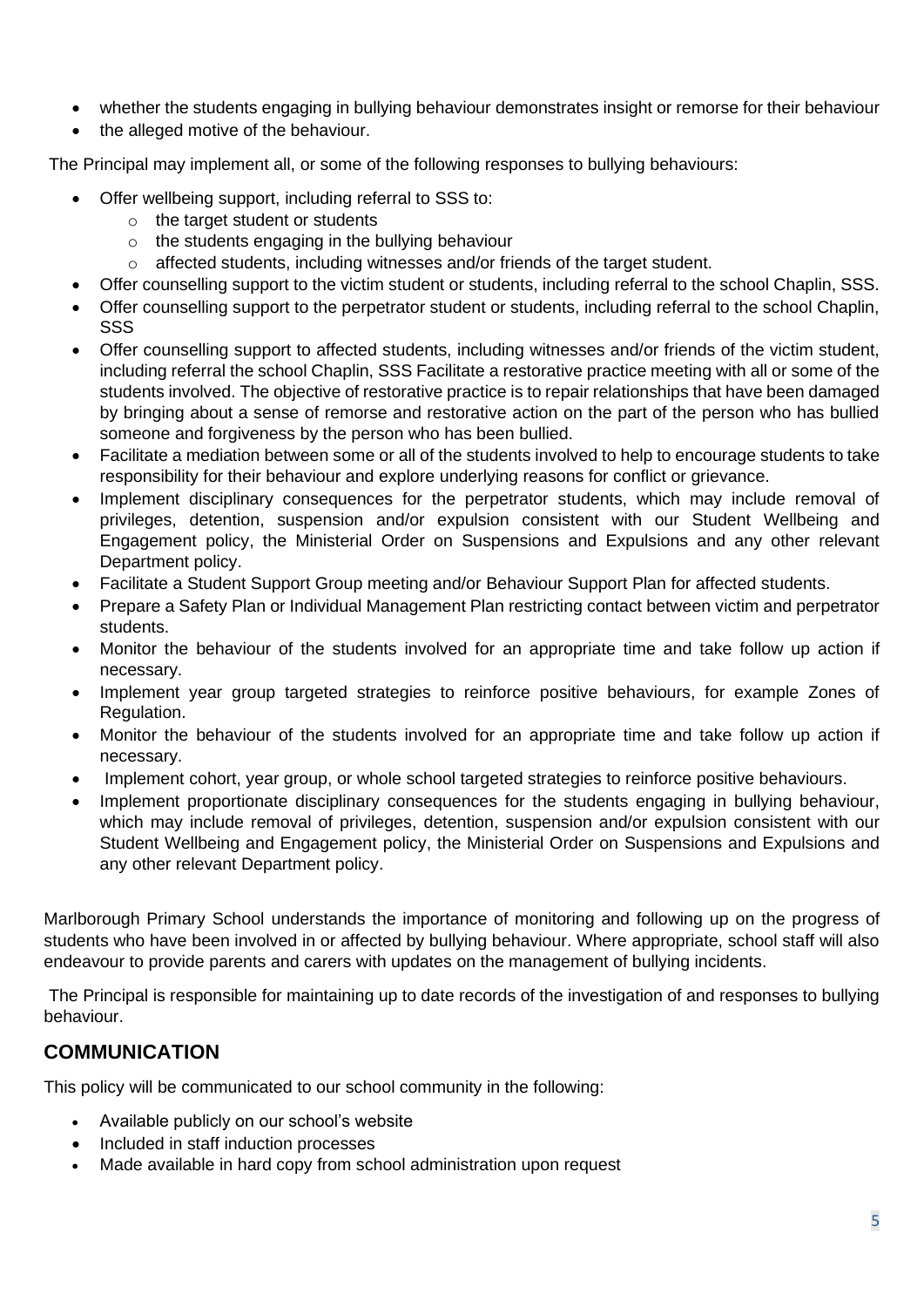- whether the students engaging in bullying behaviour demonstrates insight or remorse for their behaviour
- the alleged motive of the behaviour.

The Principal may implement all, or some of the following responses to bullying behaviours:

- Offer wellbeing support, including referral to SSS to:
  - the target student or students
  - the students engaging in the bullying behaviour
  - affected students, including witnesses and/or friends of the target student.
- Offer counselling support to the victim student or students, including referral to the school Chaplin, SSS.
- Offer counselling support to the perpetrator student or students, including referral to the school Chaplin, SSS
- Offer counselling support to affected students, including witnesses and/or friends of the victim student, including referral the school Chaplin, SSS Facilitate a restorative practice meeting with all or some of the students involved. The objective of restorative practice is to repair relationships that have been damaged by bringing about a sense of remorse and restorative action on the part of the person who has bullied someone and forgiveness by the person who has been bullied.
- Facilitate a mediation between some or all of the students involved to help to encourage students to take responsibility for their behaviour and explore underlying reasons for conflict or grievance.
- Implement disciplinary consequences for the perpetrator students, which may include removal of privileges, detention, suspension and/or expulsion consistent with our Student Wellbeing and Engagement policy, the Ministerial Order on Suspensions and Expulsions and any other relevant Department policy.
- Facilitate a Student Support Group meeting and/or Behaviour Support Plan for affected students.
- Prepare a Safety Plan or Individual Management Plan restricting contact between victim and perpetrator students.
- Monitor the behaviour of the students involved for an appropriate time and take follow up action if necessary.
- Implement year group targeted strategies to reinforce positive behaviours, for example Zones of Regulation.
- Monitor the behaviour of the students involved for an appropriate time and take follow up action if necessary.
- Implement cohort, year group, or whole school targeted strategies to reinforce positive behaviours.
- Implement proportionate disciplinary consequences for the students engaging in bullying behaviour, which may include removal of privileges, detention, suspension and/or expulsion consistent with our Student Wellbeing and Engagement policy, the Ministerial Order on Suspensions and Expulsions and any other relevant Department policy.

Marlborough Primary School understands the importance of monitoring and following up on the progress of students who have been involved in or affected by bullying behaviour. Where appropriate, school staff will also endeavour to provide parents and carers with updates on the management of bullying incidents.

The Principal is responsible for maintaining up to date records of the investigation of and responses to bullying behaviour.

## COMMUNICATION

This policy will be communicated to our school community in the following:

- Available publicly on our school's website
- Included in staff induction processes
- Made available in hard copy from school administration upon request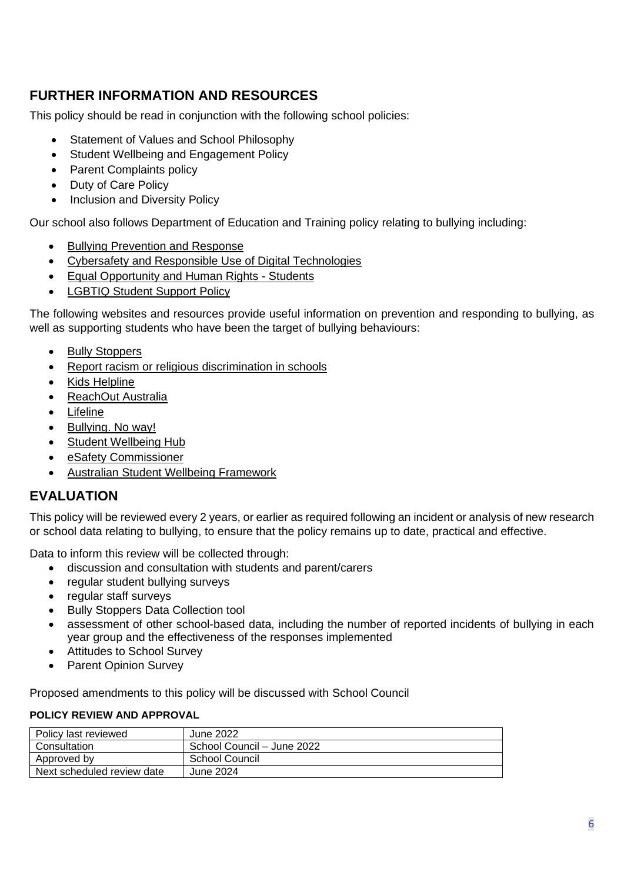## FURTHER INFORMATION AND RESOURCES

This policy should be read in conjunction with the following school policies:

- Statement of Values and School Philosophy
- Student Wellbeing and Engagement Policy
- Parent Complaints policy
- Duty of Care Policy
- Inclusion and Diversity Policy

Our school also follows Department of Education and Training policy relating to bullying including:

- Bullying Prevention and Response
- Cybersafety and Responsible Use of Digital Technologies
- Equal Opportunity and Human Rights - Students
- LGBTIQ Student Support Policy

The following websites and resources provide useful information on prevention and responding to bullying, as well as supporting students who have been the target of bullying behaviours:

- Bully Stoppers
- Report racism or religious discrimination in schools
- Kids Helpline
- ReachOut Australia
- Lifeline
- Bullying. No way!
- Student Wellbeing Hub
- eSafety Commissioner
- Australian Student Wellbeing Framework

## EVALUATION

This policy will be reviewed every 2 years, or earlier as required following an incident or analysis of new research or school data relating to bullying, to ensure that the policy remains up to date, practical and effective.

Data to inform this review will be collected through:

- discussion and consultation with students and parent/carers
- regular student bullying surveys
- regular staff surveys
- Bully Stoppers Data Collection tool
- assessment of other school-based data, including the number of reported incidents of bullying in each year group and the effectiveness of the responses implemented
- Attitudes to School Survey
- Parent Opinion Survey

Proposed amendments to this policy will be discussed with School Council

**POLICY REVIEW AND APPROVAL**

| | |
|---|---|
| Policy last reviewed | June 2022 |
| Consultation | School Council – June 2022 |
| Approved by | School Council |
| Next scheduled review date | June 2024 |